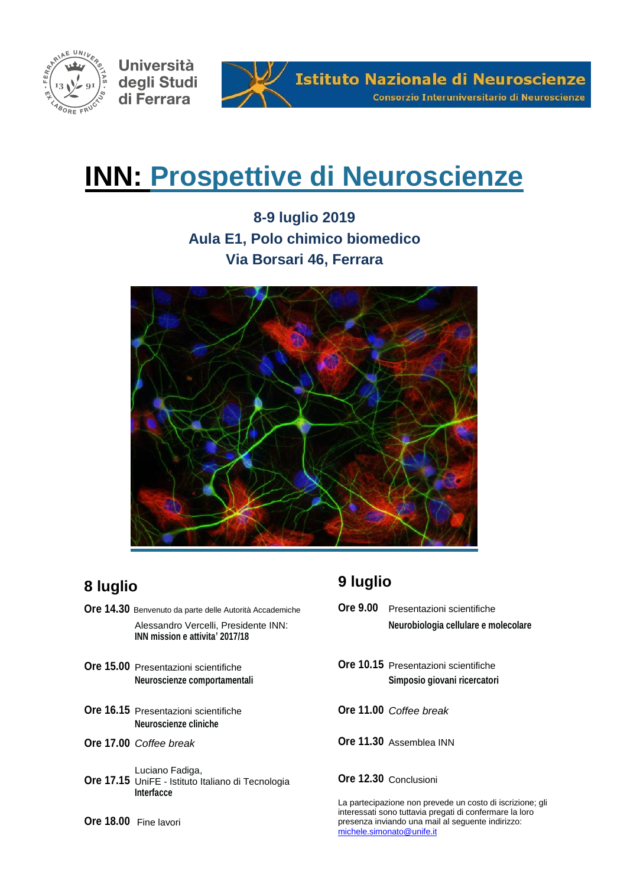Università degli Studi di Ferrara

**Istituto Nazionale di Neuroscienze**
Consorzio Interuniversitario di Neuroscienze

# INN: Prospettive di Neuroscienze

**8-9 luglio 2019**
**Aula E1, Polo chimico biomedico**
**Via Borsari 46, Ferrara**

## 8 luglio

**Ore 14.30** Benvenuto da parte delle Autorità Accademiche
Alessandro Vercelli, Presidente INN:
**INN mission e attivita' 2017/18**

**Ore 15.00** Presentazioni scientifiche
**Neuroscienze comportamentali**

**Ore 16.15** Presentazioni scientifiche
**Neuroscienze cliniche**

**Ore 17.00** *Coffee break*

**Ore 17.15** Luciano Fadiga,
UniFE - Istituto Italiano di Tecnologia
**Interfacce**

**Ore 18.00** Fine lavori

## 9 luglio

**Ore 9.00** Presentazioni scientifiche
**Neurobiologia cellulare e molecolare**

**Ore 10.15** Presentazioni scientifiche
**Simposio giovani ricercatori**

**Ore 11.00** *Coffee break*

**Ore 11.30** Assemblea INN

**Ore 12.30** Conclusioni

La partecipazione non prevede un costo di iscrizione; gli interessati sono tuttavia pregati di confermare la loro presenza inviando una mail al seguente indirizzo: michele.simonato@unife.it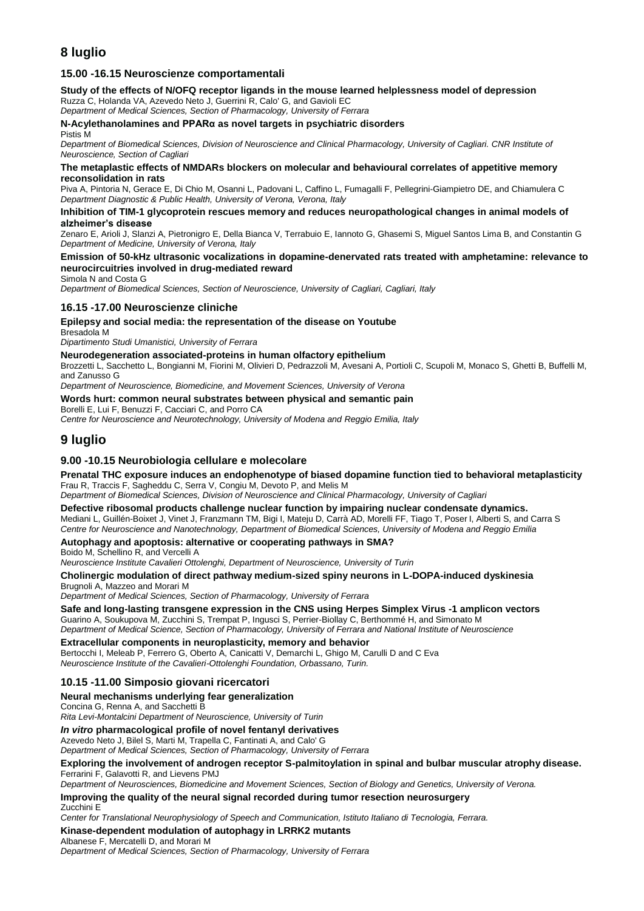# 8 luglio

## 15.00 -16.15 Neuroscienze comportamentali

**Study of the effects of N/OFQ receptor ligands in the mouse learned helplessness model of depression**
Ruzza C, Holanda VA, Azevedo Neto J, Guerrini R, Calo' G, and Gavioli EC
*Department of Medical Sciences, Section of Pharmacology, University of Ferrara*

**N-Acylethanolamines and PPARα as novel targets in psychiatric disorders**
Pistis M
*Department of Biomedical Sciences, Division of Neuroscience and Clinical Pharmacology, University of Cagliari. CNR Institute of Neuroscience, Section of Cagliari*

**The metaplastic effects of NMDARs blockers on molecular and behavioural correlates of appetitive memory reconsolidation in rats**
Piva A, Pintoria N, Gerace E, Di Chio M, Osanni L, Padovani L, Caffino L, Fumagalli F, Pellegrini-Giampietro DE, and Chiamulera C
*Department Diagnostic & Public Health, University of Verona, Verona, Italy*

**Inhibition of TIM-1 glycoprotein rescues memory and reduces neuropathological changes in animal models of alzheimer's disease**
Zenaro E, Arioli J, Slanzi A, Pietronigro E, Della Bianca V, Terrabuio E, Iannoto G, Ghasemi S, Miguel Santos Lima B, and Constantin G
*Department of Medicine, University of Verona, Italy*

**Emission of 50-kHz ultrasonic vocalizations in dopamine-denervated rats treated with amphetamine: relevance to neurocircuitries involved in drug-mediated reward**
Simola N and Costa G
*Department of Biomedical Sciences, Section of Neuroscience, University of Cagliari, Cagliari, Italy*

## 16.15 -17.00 Neuroscienze cliniche

**Epilepsy and social media: the representation of the disease on Youtube**
Bresadola M
*Dipartimento Studi Umanistici, University of Ferrara*

**Neurodegeneration associated-proteins in human olfactory epithelium**
Brozzetti L, Sacchetto L, Bongianni M, Fiorini M, Olivieri D, Pedrazzoli M, Avesani A, Portioli C, Scupoli M, Monaco S, Ghetti B, Buffelli M, and Zanusso G
*Department of Neuroscience, Biomedicine, and Movement Sciences, University of Verona*

**Words hurt: common neural substrates between physical and semantic pain**
Borelli E, Lui F, Benuzzi F, Cacciari C, and Porro CA
*Centre for Neuroscience and Neurotechnology, University of Modena and Reggio Emilia, Italy*

# 9 luglio

## 9.00 -10.15 Neurobiologia cellulare e molecolare

**Prenatal THC exposure induces an endophenotype of biased dopamine function tied to behavioral metaplasticity**
Frau R, Traccis F, Sagheddu C, Serra V, Congiu M, Devoto P, and Melis M
*Department of Biomedical Sciences, Division of Neuroscience and Clinical Pharmacology, University of Cagliari*

**Defective ribosomal products challenge nuclear function by impairing nuclear condensate dynamics.**
Mediani L, Guillén-Boixet J, Vinet J, Franzmann TM, Bigi I, Mateju D, Carrà AD, Morelli FF, Tiago T, Poser I, Alberti S, and Carra S
*Centre for Neuroscience and Nanotechnology, Department of Biomedical Sciences, University of Modena and Reggio Emilia*

**Autophagy and apoptosis: alternative or cooperating pathways in SMA?**
Boido M, Schellino R, and Vercelli A
*Neuroscience Institute Cavalieri Ottolenghi, Department of Neuroscience, University of Turin*

**Cholinergic modulation of direct pathway medium-sized spiny neurons in L-DOPA-induced dyskinesia**
Brugnoli A, Mazzeo and Morari M
*Department of Medical Sciences, Section of Pharmacology, University of Ferrara*

**Safe and long-lasting transgene expression in the CNS using Herpes Simplex Virus -1 amplicon vectors**
Guarino A, Soukupova M, Zucchini S, Trempat P, Ingusci S, Perrier-Biollay C, Berthommé H, and Simonato M
*Department of Medical Science, Section of Pharmacology, University of Ferrara and National Institute of Neuroscience*

**Extracellular components in neuroplasticity, memory and behavior**
Bertocchi I, Meleab P, Ferrero G, Oberto A, Canicatti V, Demarchi L, Ghigo M, Carulli D and C Eva
*Neuroscience Institute of the Cavalieri-Ottolenghi Foundation, Orbassano, Turin.*

## 10.15 -11.00 Simposio giovani ricercatori

**Neural mechanisms underlying fear generalization**
Concina G, Renna A, and Sacchetti B
*Rita Levi-Montalcini Department of Neuroscience, University of Turin*

***In vitro* pharmacological profile of novel fentanyl derivatives**
Azevedo Neto J, Bilel S, Marti M, Trapella C, Fantinati A, and Calo' G
*Department of Medical Sciences, Section of Pharmacology, University of Ferrara*

**Exploring the involvement of androgen receptor S-palmitoylation in spinal and bulbar muscular atrophy disease.**
Ferrarini F, Galavotti R, and Lievens PMJ
*Department of Neurosciences, Biomedicine and Movement Sciences, Section of Biology and Genetics, University of Verona.*

**Improving the quality of the neural signal recorded during tumor resection neurosurgery**
Zucchini E
*Center for Translational Neurophysiology of Speech and Communication, Istituto Italiano di Tecnologia, Ferrara.*

**Kinase-dependent modulation of autophagy in LRRK2 mutants**
Albanese F, Mercatelli D, and Morari M
*Department of Medical Sciences, Section of Pharmacology, University of Ferrara*